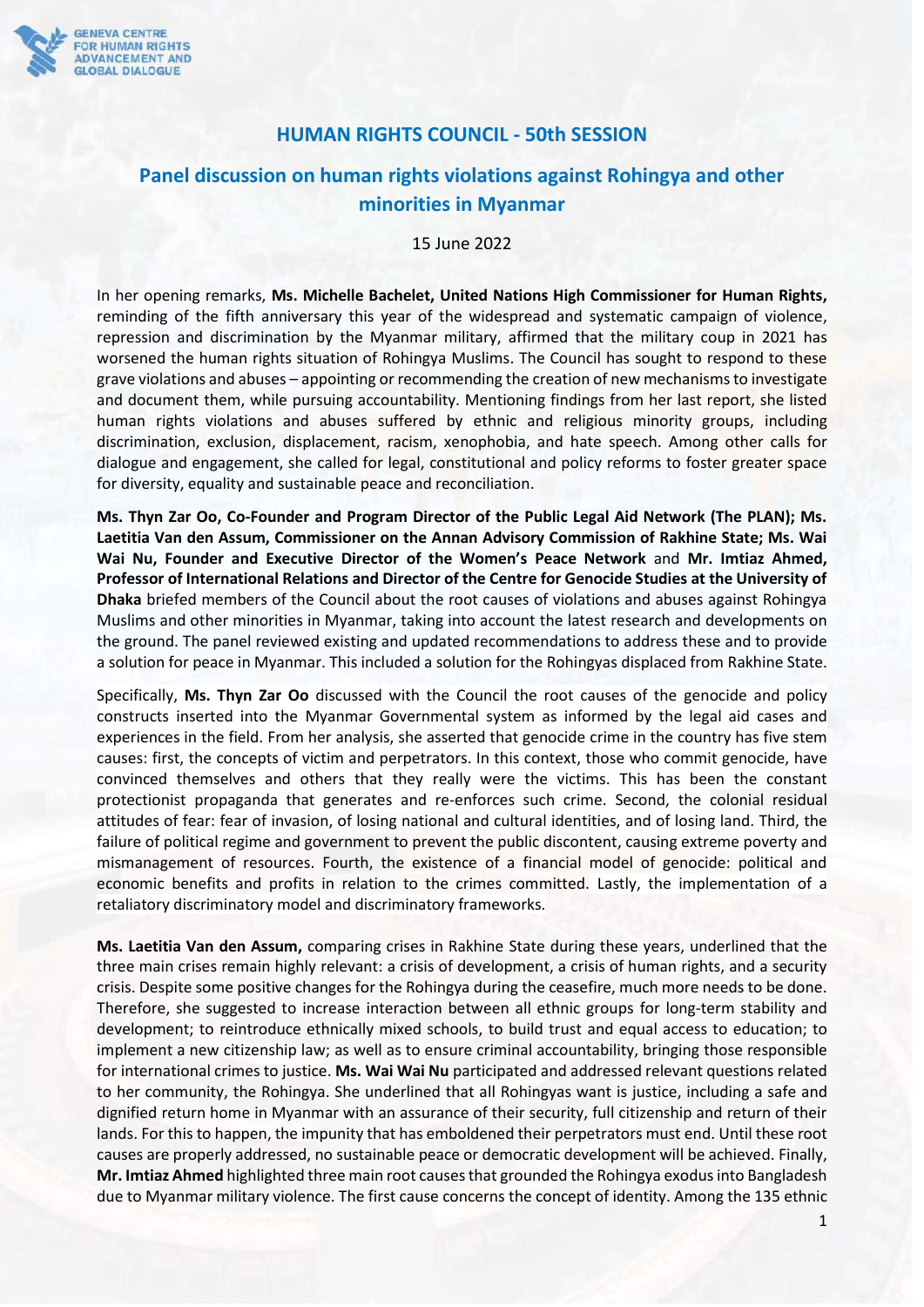## HUMAN RIGHTS COUNCIL - 50th SESSION

## Panel discussion on human rights violations against Rohingya and other minorities in Myanmar

15 June 2022

In her opening remarks, **Ms. Michelle Bachelet, United Nations High Commissioner for Human Rights,** reminding of the fifth anniversary this year of the widespread and systematic campaign of violence, repression and discrimination by the Myanmar military, affirmed that the military coup in 2021 has worsened the human rights situation of Rohingya Muslims. The Council has sought to respond to these grave violations and abuses – appointing or recommending the creation of new mechanisms to investigate and document them, while pursuing accountability. Mentioning findings from her last report, she listed human rights violations and abuses suffered by ethnic and religious minority groups, including discrimination, exclusion, displacement, racism, xenophobia, and hate speech. Among other calls for dialogue and engagement, she called for legal, constitutional and policy reforms to foster greater space for diversity, equality and sustainable peace and reconciliation.

**Ms. Thyn Zar Oo, Co-Founder and Program Director of the Public Legal Aid Network (The PLAN); Ms. Laetitia Van den Assum, Commissioner on the Annan Advisory Commission of Rakhine State; Ms. Wai Wai Nu, Founder and Executive Director of the Women's Peace Network** and **Mr. Imtiaz Ahmed, Professor of International Relations and Director of the Centre for Genocide Studies at the University of Dhaka** briefed members of the Council about the root causes of violations and abuses against Rohingya Muslims and other minorities in Myanmar, taking into account the latest research and developments on the ground. The panel reviewed existing and updated recommendations to address these and to provide a solution for peace in Myanmar. This included a solution for the Rohingyas displaced from Rakhine State.

Specifically, **Ms. Thyn Zar Oo** discussed with the Council the root causes of the genocide and policy constructs inserted into the Myanmar Governmental system as informed by the legal aid cases and experiences in the field. From her analysis, she asserted that genocide crime in the country has five stem causes: first, the concepts of victim and perpetrators. In this context, those who commit genocide, have convinced themselves and others that they really were the victims. This has been the constant protectionist propaganda that generates and re-enforces such crime. Second, the colonial residual attitudes of fear: fear of invasion, of losing national and cultural identities, and of losing land. Third, the failure of political regime and government to prevent the public discontent, causing extreme poverty and mismanagement of resources. Fourth, the existence of a financial model of genocide: political and economic benefits and profits in relation to the crimes committed. Lastly, the implementation of a retaliatory discriminatory model and discriminatory frameworks.

**Ms. Laetitia Van den Assum,** comparing crises in Rakhine State during these years, underlined that the three main crises remain highly relevant: a crisis of development, a crisis of human rights, and a security crisis. Despite some positive changes for the Rohingya during the ceasefire, much more needs to be done. Therefore, she suggested to increase interaction between all ethnic groups for long-term stability and development; to reintroduce ethnically mixed schools, to build trust and equal access to education; to implement a new citizenship law; as well as to ensure criminal accountability, bringing those responsible for international crimes to justice. **Ms. Wai Wai Nu** participated and addressed relevant questions related to her community, the Rohingya. She underlined that all Rohingyas want is justice, including a safe and dignified return home in Myanmar with an assurance of their security, full citizenship and return of their lands. For this to happen, the impunity that has emboldened their perpetrators must end. Until these root causes are properly addressed, no sustainable peace or democratic development will be achieved. Finally, **Mr. Imtiaz Ahmed** highlighted three main root causes that grounded the Rohingya exodus into Bangladesh due to Myanmar military violence. The first cause concerns the concept of identity. Among the 135 ethnic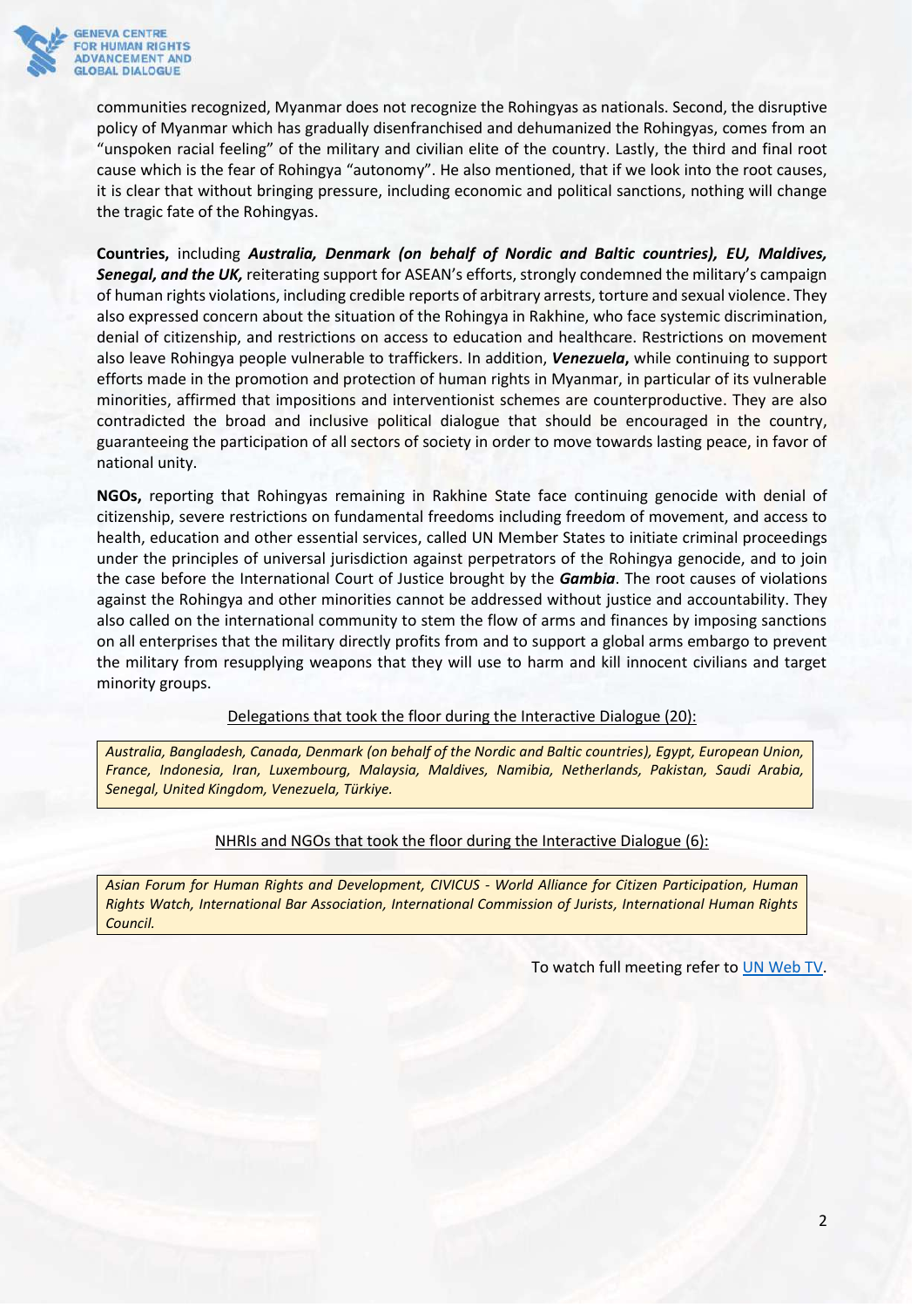communities recognized, Myanmar does not recognize the Rohingyas as nationals. Second, the disruptive policy of Myanmar which has gradually disenfranchised and dehumanized the Rohingyas, comes from an "unspoken racial feeling" of the military and civilian elite of the country. Lastly, the third and final root cause which is the fear of Rohingya "autonomy". He also mentioned, that if we look into the root causes, it is clear that without bringing pressure, including economic and political sanctions, nothing will change the tragic fate of the Rohingyas.

**Countries,** including ***Australia, Denmark (on behalf of Nordic and Baltic countries), EU, Maldives, Senegal, and the UK,*** reiterating support for ASEAN's efforts, strongly condemned the military's campaign of human rights violations, including credible reports of arbitrary arrests, torture and sexual violence. They also expressed concern about the situation of the Rohingya in Rakhine, who face systemic discrimination, denial of citizenship, and restrictions on access to education and healthcare. Restrictions on movement also leave Rohingya people vulnerable to traffickers. In addition, ***Venezuela*****,** while continuing to support efforts made in the promotion and protection of human rights in Myanmar, in particular of its vulnerable minorities, affirmed that impositions and interventionist schemes are counterproductive. They are also contradicted the broad and inclusive political dialogue that should be encouraged in the country, guaranteeing the participation of all sectors of society in order to move towards lasting peace, in favor of national unity.

**NGOs,** reporting that Rohingyas remaining in Rakhine State face continuing genocide with denial of citizenship, severe restrictions on fundamental freedoms including freedom of movement, and access to health, education and other essential services, called UN Member States to initiate criminal proceedings under the principles of universal jurisdiction against perpetrators of the Rohingya genocide, and to join the case before the International Court of Justice brought by the ***Gambia***. The root causes of violations against the Rohingya and other minorities cannot be addressed without justice and accountability. They also called on the international community to stem the flow of arms and finances by imposing sanctions on all enterprises that the military directly profits from and to support a global arms embargo to prevent the military from resupplying weapons that they will use to harm and kill innocent civilians and target minority groups.

Delegations that took the floor during the Interactive Dialogue (20):

*Australia, Bangladesh, Canada, Denmark (on behalf of the Nordic and Baltic countries), Egypt, European Union, France, Indonesia, Iran, Luxembourg, Malaysia, Maldives, Namibia, Netherlands, Pakistan, Saudi Arabia, Senegal, United Kingdom, Venezuela, Türkiye.*

NHRIs and NGOs that took the floor during the Interactive Dialogue (6):

*Asian Forum for Human Rights and Development, CIVICUS - World Alliance for Citizen Participation, Human Rights Watch, International Bar Association, International Commission of Jurists, International Human Rights Council.*

To watch full meeting refer to UN Web TV.